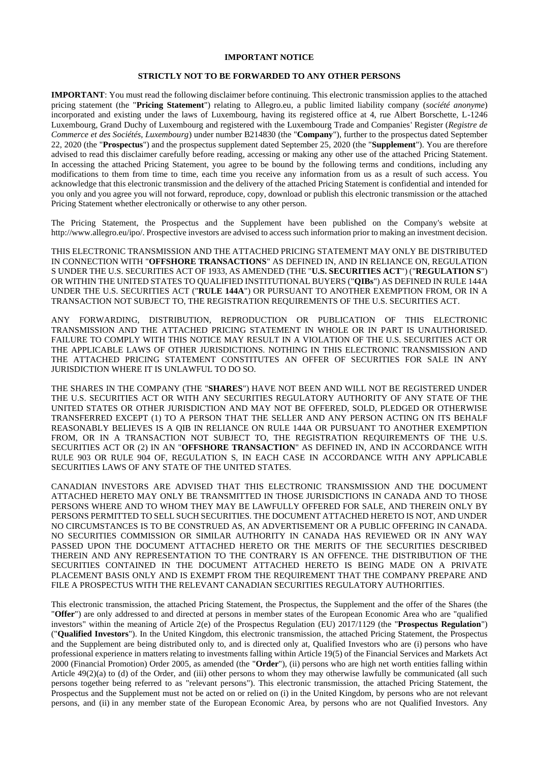**IMPORTANT NOTICE**

**STRICTLY NOT TO BE FORWARDED TO ANY OTHER PERSONS**

**IMPORTANT**: You must read the following disclaimer before continuing. This electronic transmission applies to the attached pricing statement (the "**Pricing Statement**") relating to Allegro.eu, a public limited liability company (*société anonyme*) incorporated and existing under the laws of Luxembourg, having its registered office at 4, rue Albert Borschette, L-1246 Luxembourg, Grand Duchy of Luxembourg and registered with the Luxembourg Trade and Companies' Register (*Registre de Commerce et des Sociétés, Luxembourg*) under number B214830 (the "**Company**"), further to the prospectus dated September 22, 2020 (the "**Prospectus**") and the prospectus supplement dated September 25, 2020 (the "**Supplement**"). You are therefore advised to read this disclaimer carefully before reading, accessing or making any other use of the attached Pricing Statement. In accessing the attached Pricing Statement, you agree to be bound by the following terms and conditions, including any modifications to them from time to time, each time you receive any information from us as a result of such access. You acknowledge that this electronic transmission and the delivery of the attached Pricing Statement is confidential and intended for you only and you agree you will not forward, reproduce, copy, download or publish this electronic transmission or the attached Pricing Statement whether electronically or otherwise to any other person.

The Pricing Statement, the Prospectus and the Supplement have been published on the Company's website at http://www.allegro.eu/ipo/. Prospective investors are advised to access such information prior to making an investment decision.

THIS ELECTRONIC TRANSMISSION AND THE ATTACHED PRICING STATEMENT MAY ONLY BE DISTRIBUTED IN CONNECTION WITH "**OFFSHORE TRANSACTIONS**" AS DEFINED IN, AND IN RELIANCE ON, REGULATION S UNDER THE U.S. SECURITIES ACT OF 1933, AS AMENDED (THE "**U.S. SECURITIES ACT**") ("**REGULATION S**") OR WITHIN THE UNITED STATES TO QUALIFIED INSTITUTIONAL BUYERS ("**QIBs**") AS DEFINED IN RULE 144A UNDER THE U.S. SECURITIES ACT ("**RULE 144A**") OR PURSUANT TO ANOTHER EXEMPTION FROM, OR IN A TRANSACTION NOT SUBJECT TO, THE REGISTRATION REQUIREMENTS OF THE U.S. SECURITIES ACT.

ANY FORWARDING, DISTRIBUTION, REPRODUCTION OR PUBLICATION OF THIS ELECTRONIC TRANSMISSION AND THE ATTACHED PRICING STATEMENT IN WHOLE OR IN PART IS UNAUTHORISED. FAILURE TO COMPLY WITH THIS NOTICE MAY RESULT IN A VIOLATION OF THE U.S. SECURITIES ACT OR THE APPLICABLE LAWS OF OTHER JURISDICTIONS. NOTHING IN THIS ELECTRONIC TRANSMISSION AND THE ATTACHED PRICING STATEMENT CONSTITUTES AN OFFER OF SECURITIES FOR SALE IN ANY JURISDICTION WHERE IT IS UNLAWFUL TO DO SO.

THE SHARES IN THE COMPANY (THE "**SHARES**") HAVE NOT BEEN AND WILL NOT BE REGISTERED UNDER THE U.S. SECURITIES ACT OR WITH ANY SECURITIES REGULATORY AUTHORITY OF ANY STATE OF THE UNITED STATES OR OTHER JURISDICTION AND MAY NOT BE OFFERED, SOLD, PLEDGED OR OTHERWISE TRANSFERRED EXCEPT (1) TO A PERSON THAT THE SELLER AND ANY PERSON ACTING ON ITS BEHALF REASONABLY BELIEVES IS A QIB IN RELIANCE ON RULE 144A OR PURSUANT TO ANOTHER EXEMPTION FROM, OR IN A TRANSACTION NOT SUBJECT TO, THE REGISTRATION REQUIREMENTS OF THE U.S. SECURITIES ACT OR (2) IN AN "**OFFSHORE TRANSACTION**" AS DEFINED IN, AND IN ACCORDANCE WITH RULE 903 OR RULE 904 OF, REGULATION S, IN EACH CASE IN ACCORDANCE WITH ANY APPLICABLE SECURITIES LAWS OF ANY STATE OF THE UNITED STATES.

CANADIAN INVESTORS ARE ADVISED THAT THIS ELECTRONIC TRANSMISSION AND THE DOCUMENT ATTACHED HERETO MAY ONLY BE TRANSMITTED IN THOSE JURISDICTIONS IN CANADA AND TO THOSE PERSONS WHERE AND TO WHOM THEY MAY BE LAWFULLY OFFERED FOR SALE, AND THEREIN ONLY BY PERSONS PERMITTED TO SELL SUCH SECURITIES. THE DOCUMENT ATTACHED HERETO IS NOT, AND UNDER NO CIRCUMSTANCES IS TO BE CONSTRUED AS, AN ADVERTISEMENT OR A PUBLIC OFFERING IN CANADA. NO SECURITIES COMMISSION OR SIMILAR AUTHORITY IN CANADA HAS REVIEWED OR IN ANY WAY PASSED UPON THE DOCUMENT ATTACHED HERETO OR THE MERITS OF THE SECURITIES DESCRIBED THEREIN AND ANY REPRESENTATION TO THE CONTRARY IS AN OFFENCE. THE DISTRIBUTION OF THE SECURITIES CONTAINED IN THE DOCUMENT ATTACHED HERETO IS BEING MADE ON A PRIVATE PLACEMENT BASIS ONLY AND IS EXEMPT FROM THE REQUIREMENT THAT THE COMPANY PREPARE AND FILE A PROSPECTUS WITH THE RELEVANT CANADIAN SECURITIES REGULATORY AUTHORITIES.

This electronic transmission, the attached Pricing Statement, the Prospectus, the Supplement and the offer of the Shares (the "**Offer**") are only addressed to and directed at persons in member states of the European Economic Area who are "qualified investors" within the meaning of Article 2(e) of the Prospectus Regulation (EU) 2017/1129 (the "**Prospectus Regulation**") ("**Qualified Investors**"). In the United Kingdom, this electronic transmission, the attached Pricing Statement, the Prospectus and the Supplement are being distributed only to, and is directed only at, Qualified Investors who are (i) persons who have professional experience in matters relating to investments falling within Article 19(5) of the Financial Services and Markets Act 2000 (Financial Promotion) Order 2005, as amended (the "**Order**"), (ii) persons who are high net worth entities falling within Article 49(2)(a) to (d) of the Order, and (iii) other persons to whom they may otherwise lawfully be communicated (all such persons together being referred to as "relevant persons"). This electronic transmission, the attached Pricing Statement, the Prospectus and the Supplement must not be acted on or relied on (i) in the United Kingdom, by persons who are not relevant persons, and (ii) in any member state of the European Economic Area, by persons who are not Qualified Investors. Any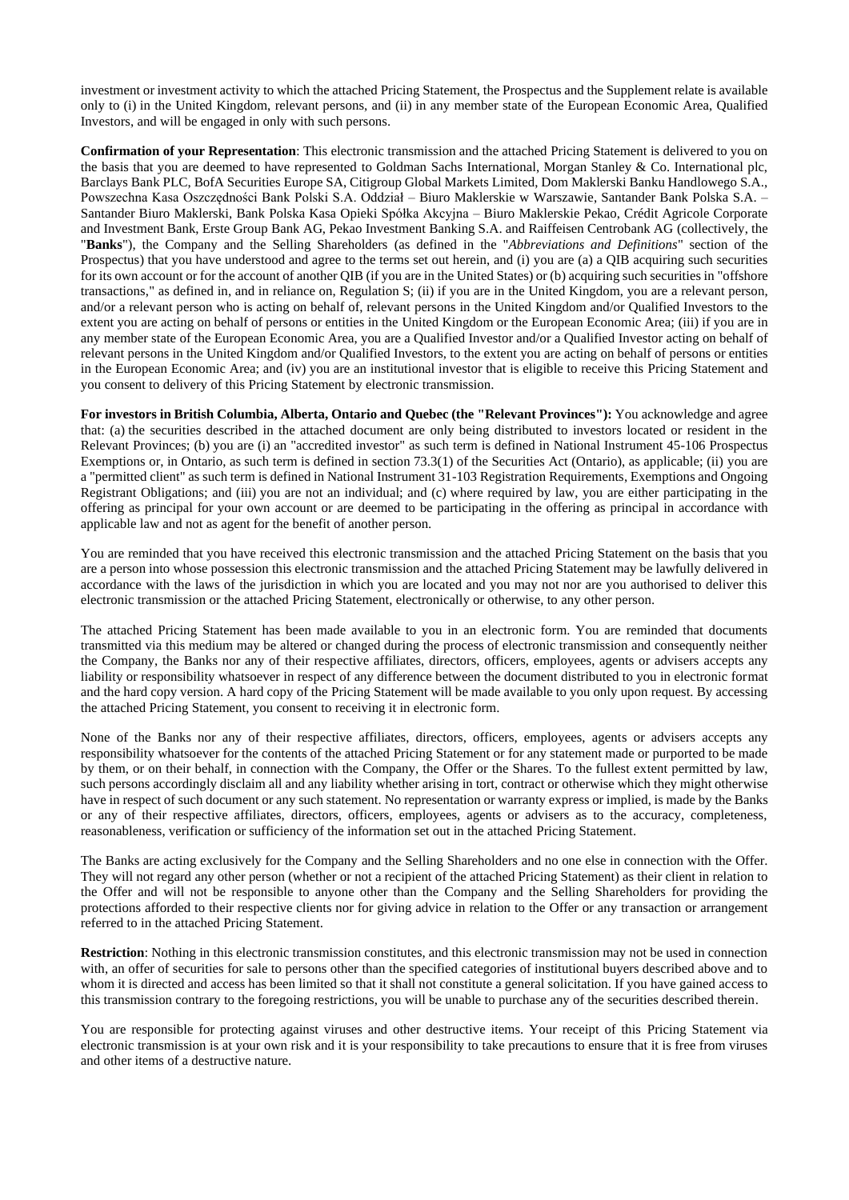investment or investment activity to which the attached Pricing Statement, the Prospectus and the Supplement relate is available only to (i) in the United Kingdom, relevant persons, and (ii) in any member state of the European Economic Area, Qualified Investors, and will be engaged in only with such persons.

**Confirmation of your Representation**: This electronic transmission and the attached Pricing Statement is delivered to you on the basis that you are deemed to have represented to Goldman Sachs International, Morgan Stanley & Co. International plc, Barclays Bank PLC, BofA Securities Europe SA, Citigroup Global Markets Limited, Dom Maklerski Banku Handlowego S.A., Powszechna Kasa Oszczędności Bank Polski S.A. Oddział – Biuro Maklerskie w Warszawie, Santander Bank Polska S.A. – Santander Biuro Maklerski, Bank Polska Kasa Opieki Spółka Akcyjna – Biuro Maklerskie Pekao, Crédit Agricole Corporate and Investment Bank, Erste Group Bank AG, Pekao Investment Banking S.A. and Raiffeisen Centrobank AG (collectively, the "**Banks**"), the Company and the Selling Shareholders (as defined in the "*Abbreviations and Definitions*" section of the Prospectus) that you have understood and agree to the terms set out herein, and (i) you are (a) a QIB acquiring such securities for its own account or for the account of another QIB (if you are in the United States) or (b) acquiring such securities in "offshore transactions," as defined in, and in reliance on, Regulation S; (ii) if you are in the United Kingdom, you are a relevant person, and/or a relevant person who is acting on behalf of, relevant persons in the United Kingdom and/or Qualified Investors to the extent you are acting on behalf of persons or entities in the United Kingdom or the European Economic Area; (iii) if you are in any member state of the European Economic Area, you are a Qualified Investor and/or a Qualified Investor acting on behalf of relevant persons in the United Kingdom and/or Qualified Investors, to the extent you are acting on behalf of persons or entities in the European Economic Area; and (iv) you are an institutional investor that is eligible to receive this Pricing Statement and you consent to delivery of this Pricing Statement by electronic transmission.

**For investors in British Columbia, Alberta, Ontario and Quebec (the "Relevant Provinces"):** You acknowledge and agree that: (a) the securities described in the attached document are only being distributed to investors located or resident in the Relevant Provinces; (b) you are (i) an "accredited investor" as such term is defined in National Instrument 45-106 Prospectus Exemptions or, in Ontario, as such term is defined in section 73.3(1) of the Securities Act (Ontario), as applicable; (ii) you are a "permitted client" as such term is defined in National Instrument 31-103 Registration Requirements, Exemptions and Ongoing Registrant Obligations; and (iii) you are not an individual; and (c) where required by law, you are either participating in the offering as principal for your own account or are deemed to be participating in the offering as principal in accordance with applicable law and not as agent for the benefit of another person.

You are reminded that you have received this electronic transmission and the attached Pricing Statement on the basis that you are a person into whose possession this electronic transmission and the attached Pricing Statement may be lawfully delivered in accordance with the laws of the jurisdiction in which you are located and you may not nor are you authorised to deliver this electronic transmission or the attached Pricing Statement, electronically or otherwise, to any other person.

The attached Pricing Statement has been made available to you in an electronic form. You are reminded that documents transmitted via this medium may be altered or changed during the process of electronic transmission and consequently neither the Company, the Banks nor any of their respective affiliates, directors, officers, employees, agents or advisers accepts any liability or responsibility whatsoever in respect of any difference between the document distributed to you in electronic format and the hard copy version. A hard copy of the Pricing Statement will be made available to you only upon request. By accessing the attached Pricing Statement, you consent to receiving it in electronic form.

None of the Banks nor any of their respective affiliates, directors, officers, employees, agents or advisers accepts any responsibility whatsoever for the contents of the attached Pricing Statement or for any statement made or purported to be made by them, or on their behalf, in connection with the Company, the Offer or the Shares. To the fullest extent permitted by law, such persons accordingly disclaim all and any liability whether arising in tort, contract or otherwise which they might otherwise have in respect of such document or any such statement. No representation or warranty express or implied, is made by the Banks or any of their respective affiliates, directors, officers, employees, agents or advisers as to the accuracy, completeness, reasonableness, verification or sufficiency of the information set out in the attached Pricing Statement.

The Banks are acting exclusively for the Company and the Selling Shareholders and no one else in connection with the Offer. They will not regard any other person (whether or not a recipient of the attached Pricing Statement) as their client in relation to the Offer and will not be responsible to anyone other than the Company and the Selling Shareholders for providing the protections afforded to their respective clients nor for giving advice in relation to the Offer or any transaction or arrangement referred to in the attached Pricing Statement.

**Restriction**: Nothing in this electronic transmission constitutes, and this electronic transmission may not be used in connection with, an offer of securities for sale to persons other than the specified categories of institutional buyers described above and to whom it is directed and access has been limited so that it shall not constitute a general solicitation. If you have gained access to this transmission contrary to the foregoing restrictions, you will be unable to purchase any of the securities described therein.

You are responsible for protecting against viruses and other destructive items. Your receipt of this Pricing Statement via electronic transmission is at your own risk and it is your responsibility to take precautions to ensure that it is free from viruses and other items of a destructive nature.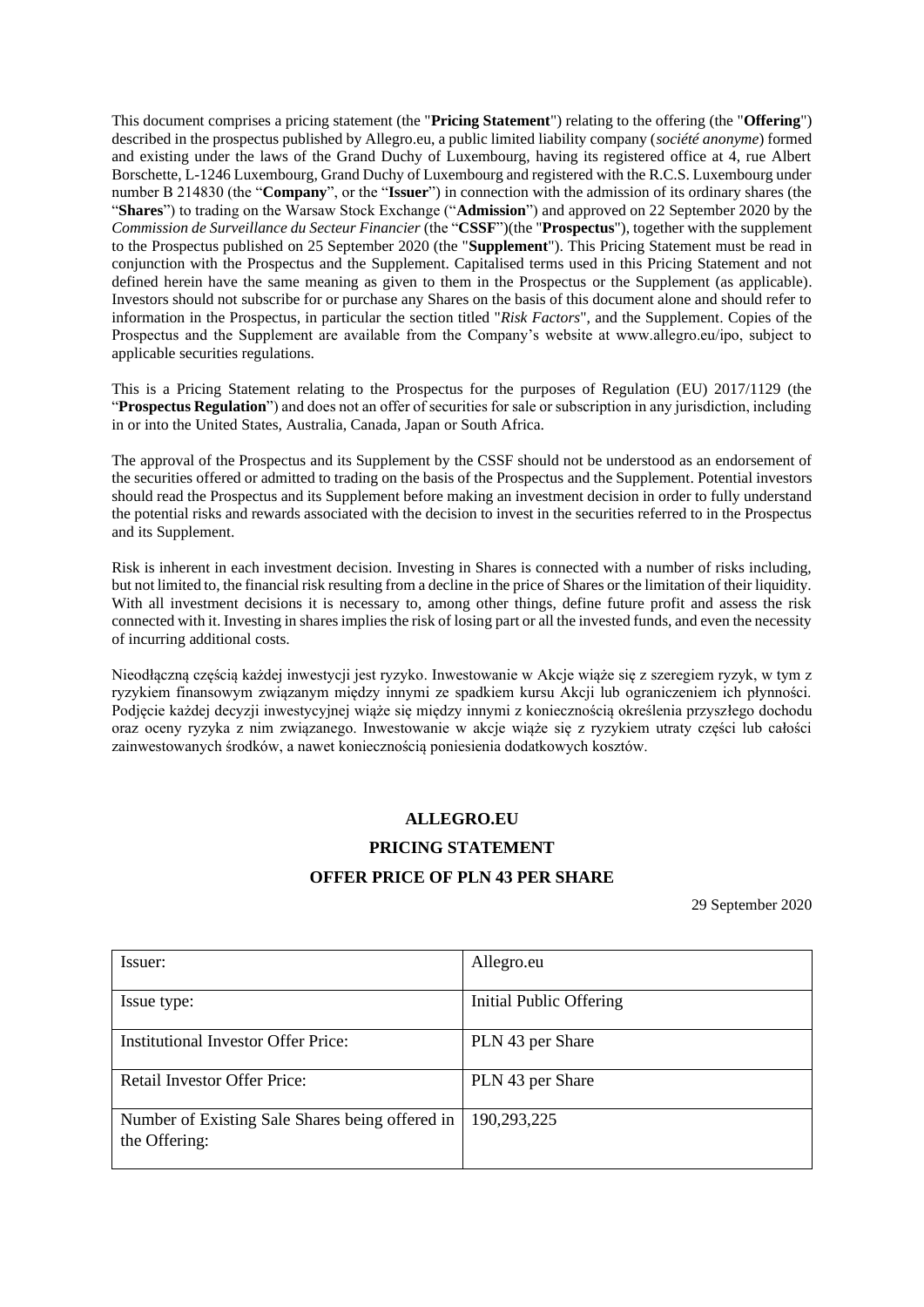This document comprises a pricing statement (the "**Pricing Statement**") relating to the offering (the "**Offering**") described in the prospectus published by Allegro.eu, a public limited liability company (*société anonyme*) formed and existing under the laws of the Grand Duchy of Luxembourg, having its registered office at 4, rue Albert Borschette, L-1246 Luxembourg, Grand Duchy of Luxembourg and registered with the R.C.S. Luxembourg under number B 214830 (the "**Company**", or the "**Issuer**") in connection with the admission of its ordinary shares (the "**Shares**") to trading on the Warsaw Stock Exchange ("**Admission**") and approved on 22 September 2020 by the *Commission de Surveillance du Secteur Financier* (the "**CSSF**")(the "**Prospectus**"), together with the supplement to the Prospectus published on 25 September 2020 (the "**Supplement**"). This Pricing Statement must be read in conjunction with the Prospectus and the Supplement. Capitalised terms used in this Pricing Statement and not defined herein have the same meaning as given to them in the Prospectus or the Supplement (as applicable). Investors should not subscribe for or purchase any Shares on the basis of this document alone and should refer to information in the Prospectus, in particular the section titled "*Risk Factors*", and the Supplement. Copies of the Prospectus and the Supplement are available from the Company's website at www.allegro.eu/ipo, subject to applicable securities regulations.

This is a Pricing Statement relating to the Prospectus for the purposes of Regulation (EU) 2017/1129 (the "**Prospectus Regulation**") and does not an offer of securities for sale or subscription in any jurisdiction, including in or into the United States, Australia, Canada, Japan or South Africa.

The approval of the Prospectus and its Supplement by the CSSF should not be understood as an endorsement of the securities offered or admitted to trading on the basis of the Prospectus and the Supplement. Potential investors should read the Prospectus and its Supplement before making an investment decision in order to fully understand the potential risks and rewards associated with the decision to invest in the securities referred to in the Prospectus and its Supplement.

Risk is inherent in each investment decision. Investing in Shares is connected with a number of risks including, but not limited to, the financial risk resulting from a decline in the price of Shares or the limitation of their liquidity. With all investment decisions it is necessary to, among other things, define future profit and assess the risk connected with it. Investing in shares implies the risk of losing part or all the invested funds, and even the necessity of incurring additional costs.

Nieodłączną częścią każdej inwestycji jest ryzyko. Inwestowanie w Akcje wiąże się z szeregiem ryzyk, w tym z ryzykiem finansowym związanym między innymi ze spadkiem kursu Akcji lub ograniczeniem ich płynności. Podjęcie każdej decyzji inwestycyjnej wiąże się między innymi z koniecznością określenia przyszłego dochodu oraz oceny ryzyka z nim związanego. Inwestowanie w akcje wiąże się z ryzykiem utraty części lub całości zainwestowanych środków, a nawet koniecznością poniesienia dodatkowych kosztów.

**ALLEGRO.EU**

**PRICING STATEMENT**

**OFFER PRICE OF PLN 43 PER SHARE**

29 September 2020

| Issuer: | Allegro.eu |
|---|---|
| Issue type: | Initial Public Offering |
| Institutional Investor Offer Price: | PLN 43 per Share |
| Retail Investor Offer Price: | PLN 43 per Share |
| Number of Existing Sale Shares being offered in the Offering: | 190,293,225 |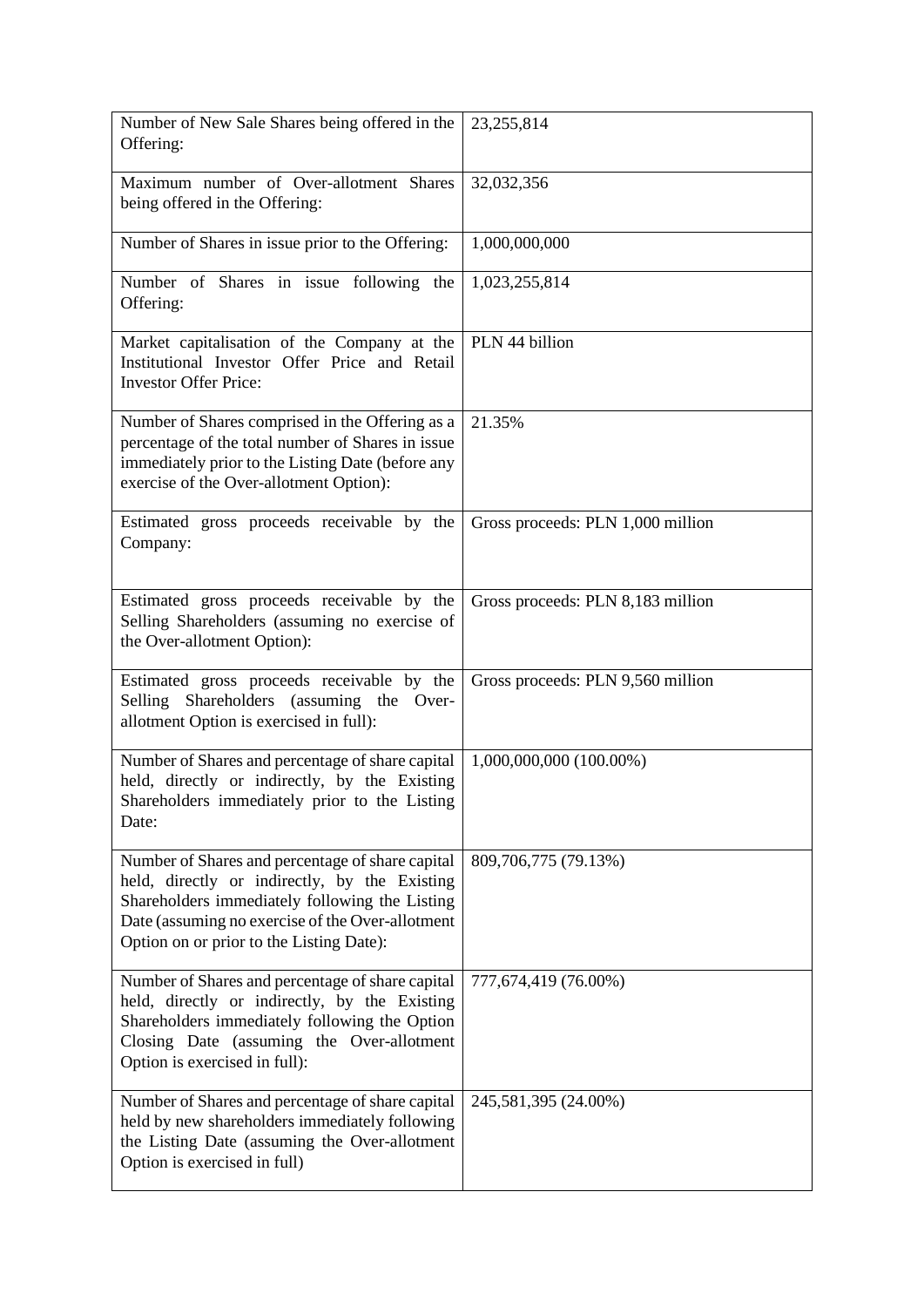| | |
|---|---|
| Number of New Sale Shares being offered in the Offering: | 23,255,814 |
| Maximum number of Over-allotment Shares being offered in the Offering: | 32,032,356 |
| Number of Shares in issue prior to the Offering: | 1,000,000,000 |
| Number of Shares in issue following the Offering: | 1,023,255,814 |
| Market capitalisation of the Company at the Institutional Investor Offer Price and Retail Investor Offer Price: | PLN 44 billion |
| Number of Shares comprised in the Offering as a percentage of the total number of Shares in issue immediately prior to the Listing Date (before any exercise of the Over-allotment Option): | 21.35% |
| Estimated gross proceeds receivable by the Company: | Gross proceeds: PLN 1,000 million |
| Estimated gross proceeds receivable by the Selling Shareholders (assuming no exercise of the Over-allotment Option): | Gross proceeds: PLN 8,183 million |
| Estimated gross proceeds receivable by the Selling Shareholders (assuming the Over-allotment Option is exercised in full): | Gross proceeds: PLN 9,560 million |
| Number of Shares and percentage of share capital held, directly or indirectly, by the Existing Shareholders immediately prior to the Listing Date: | 1,000,000,000 (100.00%) |
| Number of Shares and percentage of share capital held, directly or indirectly, by the Existing Shareholders immediately following the Listing Date (assuming no exercise of the Over-allotment Option on or prior to the Listing Date): | 809,706,775 (79.13%) |
| Number of Shares and percentage of share capital held, directly or indirectly, by the Existing Shareholders immediately following the Option Closing Date (assuming the Over-allotment Option is exercised in full): | 777,674,419 (76.00%) |
| Number of Shares and percentage of share capital held by new shareholders immediately following the Listing Date (assuming the Over-allotment Option is exercised in full) | 245,581,395 (24.00%) |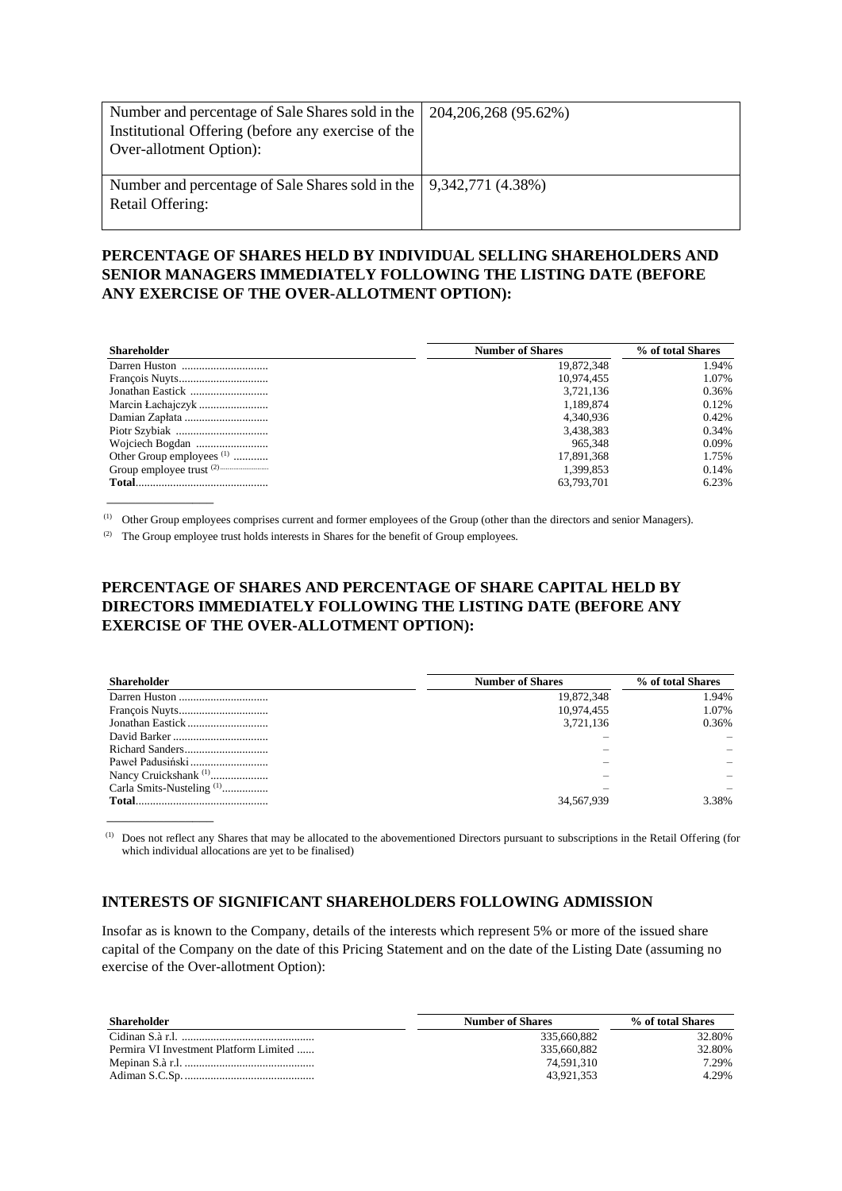| | |
|---|---|
| Number and percentage of Sale Shares sold in the Institutional Offering (before any exercise of the Over-allotment Option): | 204,206,268 (95.62%) |
| Number and percentage of Sale Shares sold in the Retail Offering: | 9,342,771 (4.38%) |

## PERCENTAGE OF SHARES HELD BY INDIVIDUAL SELLING SHAREHOLDERS AND SENIOR MANAGERS IMMEDIATELY FOLLOWING THE LISTING DATE (BEFORE ANY EXERCISE OF THE OVER-ALLOTMENT OPTION):

| Shareholder | Number of Shares | % of total Shares |
|---|---|---|
| Darren Huston | 19,872,348 | 1.94% |
| François Nuyts | 10,974,455 | 1.07% |
| Jonathan Eastick | 3,721,136 | 0.36% |
| Marcin Łachajczyk | 1,189,874 | 0.12% |
| Damian Zapłata | 4,340,936 | 0.42% |
| Piotr Szybiak | 3,438,383 | 0.34% |
| Wojciech Bogdan | 965,348 | 0.09% |
| Other Group employees [(1)] | 17,891,368 | 1.75% |
| Group employee trust [(2)] | 1,399,853 | 0.14% |
| **Total** | 63,793,701 | 6.23% |

(1) Other Group employees comprises current and former employees of the Group (other than the directors and senior Managers).

(2) The Group employee trust holds interests in Shares for the benefit of Group employees.

## PERCENTAGE OF SHARES AND PERCENTAGE OF SHARE CAPITAL HELD BY DIRECTORS IMMEDIATELY FOLLOWING THE LISTING DATE (BEFORE ANY EXERCISE OF THE OVER-ALLOTMENT OPTION):

| Shareholder | Number of Shares | % of total Shares |
|---|---|---|
| Darren Huston | 19,872,348 | 1.94% |
| François Nuyts | 10,974,455 | 1.07% |
| Jonathan Eastick | 3,721,136 | 0.36% |
| David Barker | – | – |
| Richard Sanders | – | – |
| Paweł Padusiński | – | – |
| Nancy Cruickshank [(1)] | – | – |
| Carla Smits-Nusteling [(1)] | – | – |
| **Total** | 34,567,939 | 3.38% |

(1) Does not reflect any Shares that may be allocated to the abovementioned Directors pursuant to subscriptions in the Retail Offering (for which individual allocations are yet to be finalised)

## INTERESTS OF SIGNIFICANT SHAREHOLDERS FOLLOWING ADMISSION

Insofar as is known to the Company, details of the interests which represent 5% or more of the issued share capital of the Company on the date of this Pricing Statement and on the date of the Listing Date (assuming no exercise of the Over-allotment Option):

| Shareholder | Number of Shares | % of total Shares |
|---|---|---|
| Cidinan S.à r.l. | 335,660,882 | 32.80% |
| Permira VI Investment Platform Limited | 335,660,882 | 32.80% |
| Mepinan S.à r.l. | 74,591,310 | 7.29% |
| Adiman S.C.Sp. | 43,921,353 | 4.29% |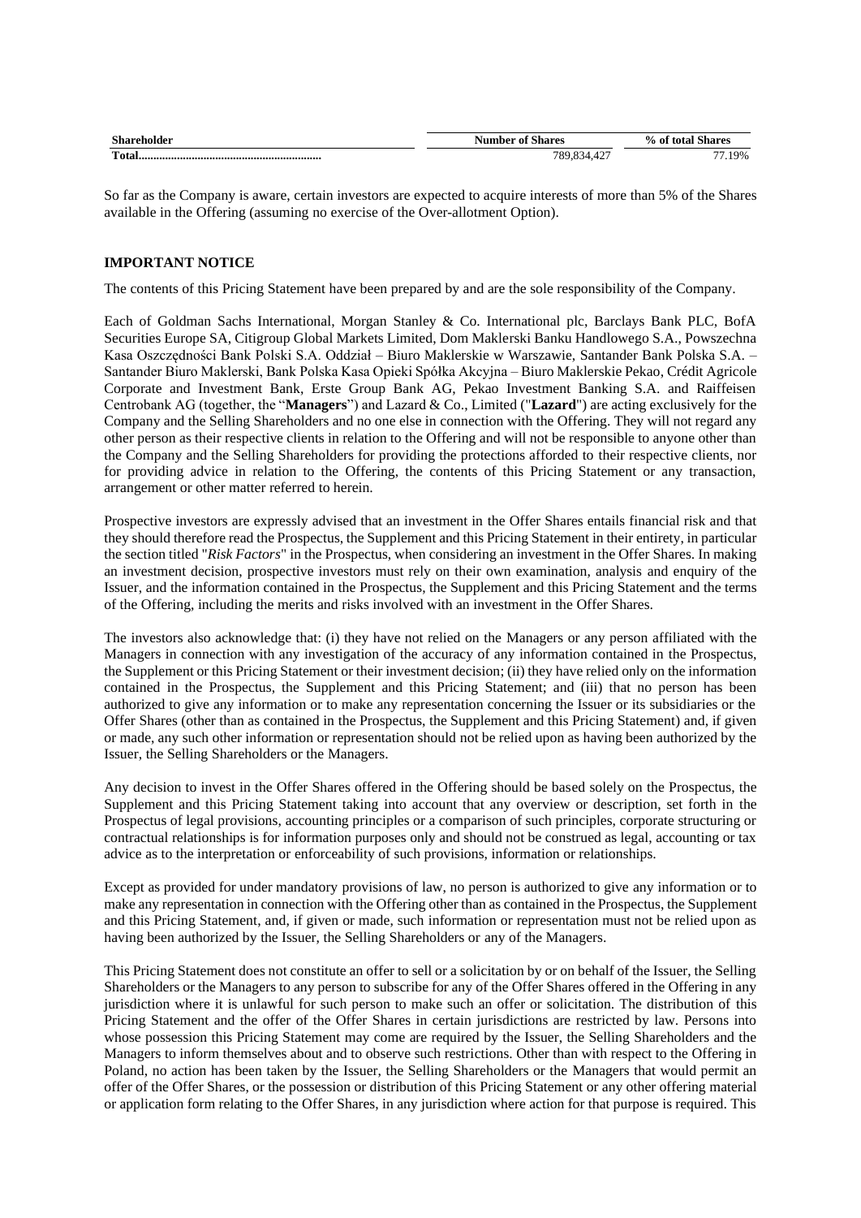| Shareholder | Number of Shares | % of total Shares |
| --- | --- | --- |
| Total............................................................. | 789,834,427 | 77.19% |

So far as the Company is aware, certain investors are expected to acquire interests of more than 5% of the Shares available in the Offering (assuming no exercise of the Over-allotment Option).

**IMPORTANT NOTICE**

The contents of this Pricing Statement have been prepared by and are the sole responsibility of the Company.

Each of Goldman Sachs International, Morgan Stanley & Co. International plc, Barclays Bank PLC, BofA Securities Europe SA, Citigroup Global Markets Limited, Dom Maklerski Banku Handlowego S.A., Powszechna Kasa Oszczędności Bank Polski S.A. Oddział – Biuro Maklerskie w Warszawie, Santander Bank Polska S.A. – Santander Biuro Maklerski, Bank Polska Kasa Opieki Spółka Akcyjna – Biuro Maklerskie Pekao, Crédit Agricole Corporate and Investment Bank, Erste Group Bank AG, Pekao Investment Banking S.A. and Raiffeisen Centrobank AG (together, the "**Managers**") and Lazard & Co., Limited ("**Lazard**") are acting exclusively for the Company and the Selling Shareholders and no one else in connection with the Offering. They will not regard any other person as their respective clients in relation to the Offering and will not be responsible to anyone other than the Company and the Selling Shareholders for providing the protections afforded to their respective clients, nor for providing advice in relation to the Offering, the contents of this Pricing Statement or any transaction, arrangement or other matter referred to herein.

Prospective investors are expressly advised that an investment in the Offer Shares entails financial risk and that they should therefore read the Prospectus, the Supplement and this Pricing Statement in their entirety, in particular the section titled "*Risk Factors*" in the Prospectus, when considering an investment in the Offer Shares. In making an investment decision, prospective investors must rely on their own examination, analysis and enquiry of the Issuer, and the information contained in the Prospectus, the Supplement and this Pricing Statement and the terms of the Offering, including the merits and risks involved with an investment in the Offer Shares.

The investors also acknowledge that: (i) they have not relied on the Managers or any person affiliated with the Managers in connection with any investigation of the accuracy of any information contained in the Prospectus, the Supplement or this Pricing Statement or their investment decision; (ii) they have relied only on the information contained in the Prospectus, the Supplement and this Pricing Statement; and (iii) that no person has been authorized to give any information or to make any representation concerning the Issuer or its subsidiaries or the Offer Shares (other than as contained in the Prospectus, the Supplement and this Pricing Statement) and, if given or made, any such other information or representation should not be relied upon as having been authorized by the Issuer, the Selling Shareholders or the Managers.

Any decision to invest in the Offer Shares offered in the Offering should be based solely on the Prospectus, the Supplement and this Pricing Statement taking into account that any overview or description, set forth in the Prospectus of legal provisions, accounting principles or a comparison of such principles, corporate structuring or contractual relationships is for information purposes only and should not be construed as legal, accounting or tax advice as to the interpretation or enforceability of such provisions, information or relationships.

Except as provided for under mandatory provisions of law, no person is authorized to give any information or to make any representation in connection with the Offering other than as contained in the Prospectus, the Supplement and this Pricing Statement, and, if given or made, such information or representation must not be relied upon as having been authorized by the Issuer, the Selling Shareholders or any of the Managers.

This Pricing Statement does not constitute an offer to sell or a solicitation by or on behalf of the Issuer, the Selling Shareholders or the Managers to any person to subscribe for any of the Offer Shares offered in the Offering in any jurisdiction where it is unlawful for such person to make such an offer or solicitation. The distribution of this Pricing Statement and the offer of the Offer Shares in certain jurisdictions are restricted by law. Persons into whose possession this Pricing Statement may come are required by the Issuer, the Selling Shareholders and the Managers to inform themselves about and to observe such restrictions. Other than with respect to the Offering in Poland, no action has been taken by the Issuer, the Selling Shareholders or the Managers that would permit an offer of the Offer Shares, or the possession or distribution of this Pricing Statement or any other offering material or application form relating to the Offer Shares, in any jurisdiction where action for that purpose is required. This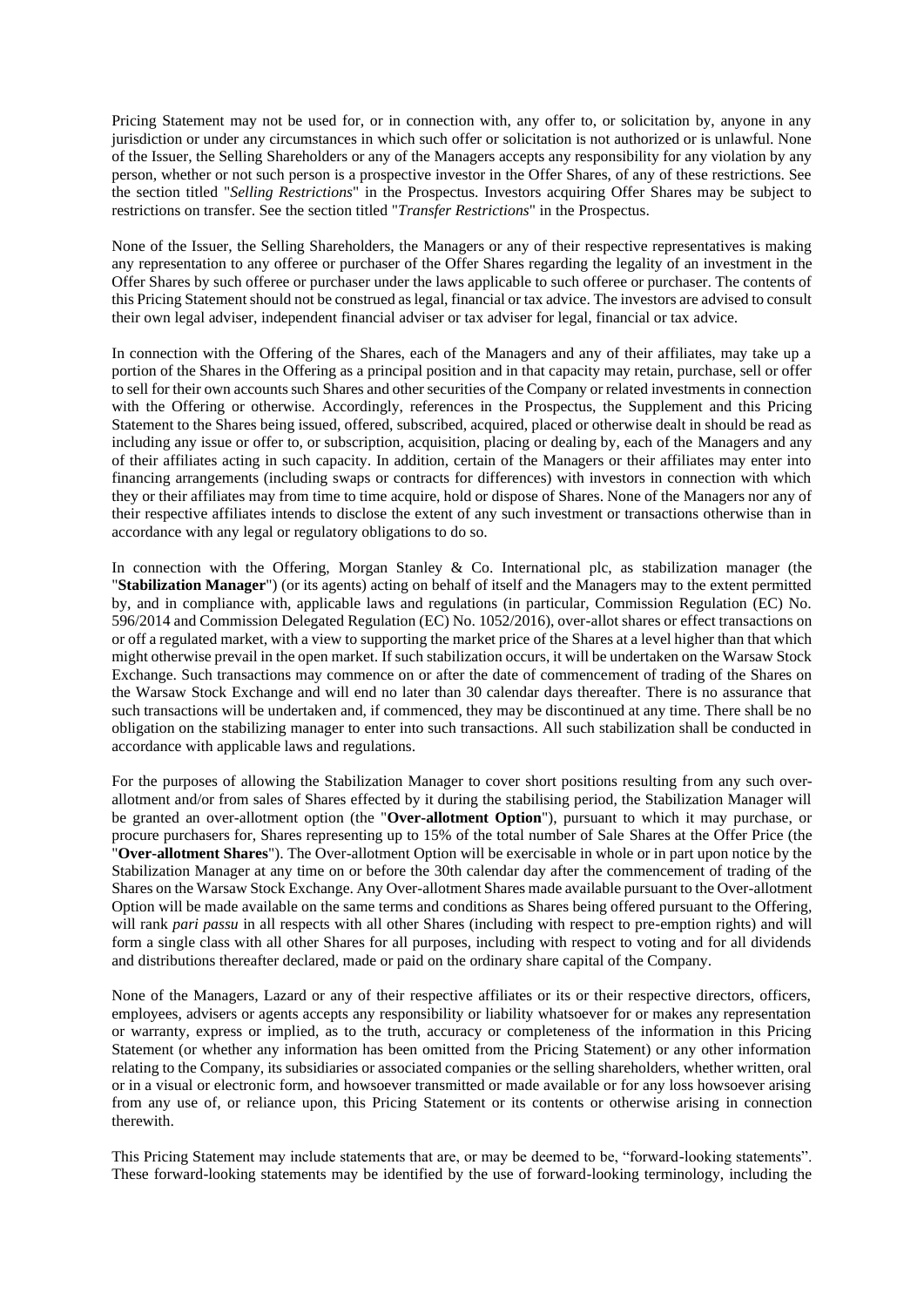Pricing Statement may not be used for, or in connection with, any offer to, or solicitation by, anyone in any jurisdiction or under any circumstances in which such offer or solicitation is not authorized or is unlawful. None of the Issuer, the Selling Shareholders or any of the Managers accepts any responsibility for any violation by any person, whether or not such person is a prospective investor in the Offer Shares, of any of these restrictions. See the section titled "*Selling Restrictions*" in the Prospectus. Investors acquiring Offer Shares may be subject to restrictions on transfer. See the section titled "*Transfer Restrictions*" in the Prospectus.

None of the Issuer, the Selling Shareholders, the Managers or any of their respective representatives is making any representation to any offeree or purchaser of the Offer Shares regarding the legality of an investment in the Offer Shares by such offeree or purchaser under the laws applicable to such offeree or purchaser. The contents of this Pricing Statement should not be construed as legal, financial or tax advice. The investors are advised to consult their own legal adviser, independent financial adviser or tax adviser for legal, financial or tax advice.

In connection with the Offering of the Shares, each of the Managers and any of their affiliates, may take up a portion of the Shares in the Offering as a principal position and in that capacity may retain, purchase, sell or offer to sell for their own accounts such Shares and other securities of the Company or related investments in connection with the Offering or otherwise. Accordingly, references in the Prospectus, the Supplement and this Pricing Statement to the Shares being issued, offered, subscribed, acquired, placed or otherwise dealt in should be read as including any issue or offer to, or subscription, acquisition, placing or dealing by, each of the Managers and any of their affiliates acting in such capacity. In addition, certain of the Managers or their affiliates may enter into financing arrangements (including swaps or contracts for differences) with investors in connection with which they or their affiliates may from time to time acquire, hold or dispose of Shares. None of the Managers nor any of their respective affiliates intends to disclose the extent of any such investment or transactions otherwise than in accordance with any legal or regulatory obligations to do so.

In connection with the Offering, Morgan Stanley & Co. International plc, as stabilization manager (the "**Stabilization Manager**") (or its agents) acting on behalf of itself and the Managers may to the extent permitted by, and in compliance with, applicable laws and regulations (in particular, Commission Regulation (EC) No. 596/2014 and Commission Delegated Regulation (EC) No. 1052/2016), over-allot shares or effect transactions on or off a regulated market, with a view to supporting the market price of the Shares at a level higher than that which might otherwise prevail in the open market. If such stabilization occurs, it will be undertaken on the Warsaw Stock Exchange. Such transactions may commence on or after the date of commencement of trading of the Shares on the Warsaw Stock Exchange and will end no later than 30 calendar days thereafter. There is no assurance that such transactions will be undertaken and, if commenced, they may be discontinued at any time. There shall be no obligation on the stabilizing manager to enter into such transactions. All such stabilization shall be conducted in accordance with applicable laws and regulations.

For the purposes of allowing the Stabilization Manager to cover short positions resulting from any such over-allotment and/or from sales of Shares effected by it during the stabilising period, the Stabilization Manager will be granted an over-allotment option (the "**Over-allotment Option**"), pursuant to which it may purchase, or procure purchasers for, Shares representing up to 15% of the total number of Sale Shares at the Offer Price (the "**Over-allotment Shares**"). The Over-allotment Option will be exercisable in whole or in part upon notice by the Stabilization Manager at any time on or before the 30th calendar day after the commencement of trading of the Shares on the Warsaw Stock Exchange. Any Over-allotment Shares made available pursuant to the Over-allotment Option will be made available on the same terms and conditions as Shares being offered pursuant to the Offering, will rank *pari passu* in all respects with all other Shares (including with respect to pre-emption rights) and will form a single class with all other Shares for all purposes, including with respect to voting and for all dividends and distributions thereafter declared, made or paid on the ordinary share capital of the Company.

None of the Managers, Lazard or any of their respective affiliates or its or their respective directors, officers, employees, advisers or agents accepts any responsibility or liability whatsoever for or makes any representation or warranty, express or implied, as to the truth, accuracy or completeness of the information in this Pricing Statement (or whether any information has been omitted from the Pricing Statement) or any other information relating to the Company, its subsidiaries or associated companies or the selling shareholders, whether written, oral or in a visual or electronic form, and howsoever transmitted or made available or for any loss howsoever arising from any use of, or reliance upon, this Pricing Statement or its contents or otherwise arising in connection therewith.

This Pricing Statement may include statements that are, or may be deemed to be, "forward-looking statements". These forward-looking statements may be identified by the use of forward-looking terminology, including the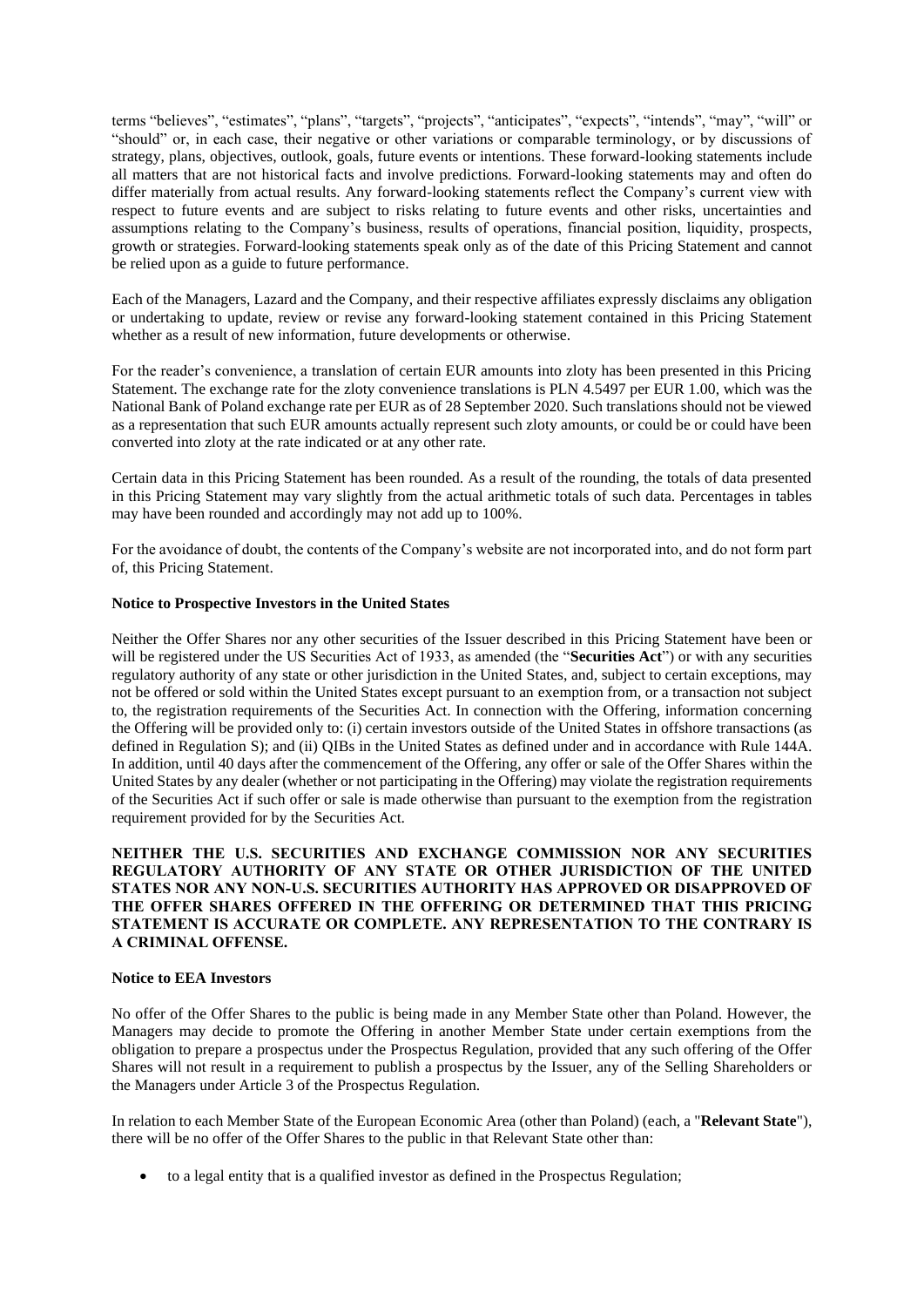terms "believes", "estimates", "plans", "targets", "projects", "anticipates", "expects", "intends", "may", "will" or "should" or, in each case, their negative or other variations or comparable terminology, or by discussions of strategy, plans, objectives, outlook, goals, future events or intentions. These forward-looking statements include all matters that are not historical facts and involve predictions. Forward-looking statements may and often do differ materially from actual results. Any forward-looking statements reflect the Company's current view with respect to future events and are subject to risks relating to future events and other risks, uncertainties and assumptions relating to the Company's business, results of operations, financial position, liquidity, prospects, growth or strategies. Forward-looking statements speak only as of the date of this Pricing Statement and cannot be relied upon as a guide to future performance.

Each of the Managers, Lazard and the Company, and their respective affiliates expressly disclaims any obligation or undertaking to update, review or revise any forward-looking statement contained in this Pricing Statement whether as a result of new information, future developments or otherwise.

For the reader's convenience, a translation of certain EUR amounts into zloty has been presented in this Pricing Statement. The exchange rate for the zloty convenience translations is PLN 4.5497 per EUR 1.00, which was the National Bank of Poland exchange rate per EUR as of 28 September 2020. Such translations should not be viewed as a representation that such EUR amounts actually represent such zloty amounts, or could be or could have been converted into zloty at the rate indicated or at any other rate.

Certain data in this Pricing Statement has been rounded. As a result of the rounding, the totals of data presented in this Pricing Statement may vary slightly from the actual arithmetic totals of such data. Percentages in tables may have been rounded and accordingly may not add up to 100%.

For the avoidance of doubt, the contents of the Company's website are not incorporated into, and do not form part of, this Pricing Statement.

**Notice to Prospective Investors in the United States**

Neither the Offer Shares nor any other securities of the Issuer described in this Pricing Statement have been or will be registered under the US Securities Act of 1933, as amended (the "**Securities Act**") or with any securities regulatory authority of any state or other jurisdiction in the United States, and, subject to certain exceptions, may not be offered or sold within the United States except pursuant to an exemption from, or a transaction not subject to, the registration requirements of the Securities Act. In connection with the Offering, information concerning the Offering will be provided only to: (i) certain investors outside of the United States in offshore transactions (as defined in Regulation S); and (ii) QIBs in the United States as defined under and in accordance with Rule 144A. In addition, until 40 days after the commencement of the Offering, any offer or sale of the Offer Shares within the United States by any dealer (whether or not participating in the Offering) may violate the registration requirements of the Securities Act if such offer or sale is made otherwise than pursuant to the exemption from the registration requirement provided for by the Securities Act.

**NEITHER THE U.S. SECURITIES AND EXCHANGE COMMISSION NOR ANY SECURITIES REGULATORY AUTHORITY OF ANY STATE OR OTHER JURISDICTION OF THE UNITED STATES NOR ANY NON-U.S. SECURITIES AUTHORITY HAS APPROVED OR DISAPPROVED OF THE OFFER SHARES OFFERED IN THE OFFERING OR DETERMINED THAT THIS PRICING STATEMENT IS ACCURATE OR COMPLETE. ANY REPRESENTATION TO THE CONTRARY IS A CRIMINAL OFFENSE.**

**Notice to EEA Investors**

No offer of the Offer Shares to the public is being made in any Member State other than Poland. However, the Managers may decide to promote the Offering in another Member State under certain exemptions from the obligation to prepare a prospectus under the Prospectus Regulation, provided that any such offering of the Offer Shares will not result in a requirement to publish a prospectus by the Issuer, any of the Selling Shareholders or the Managers under Article 3 of the Prospectus Regulation.

In relation to each Member State of the European Economic Area (other than Poland) (each, a "**Relevant State**"), there will be no offer of the Offer Shares to the public in that Relevant State other than:

- to a legal entity that is a qualified investor as defined in the Prospectus Regulation;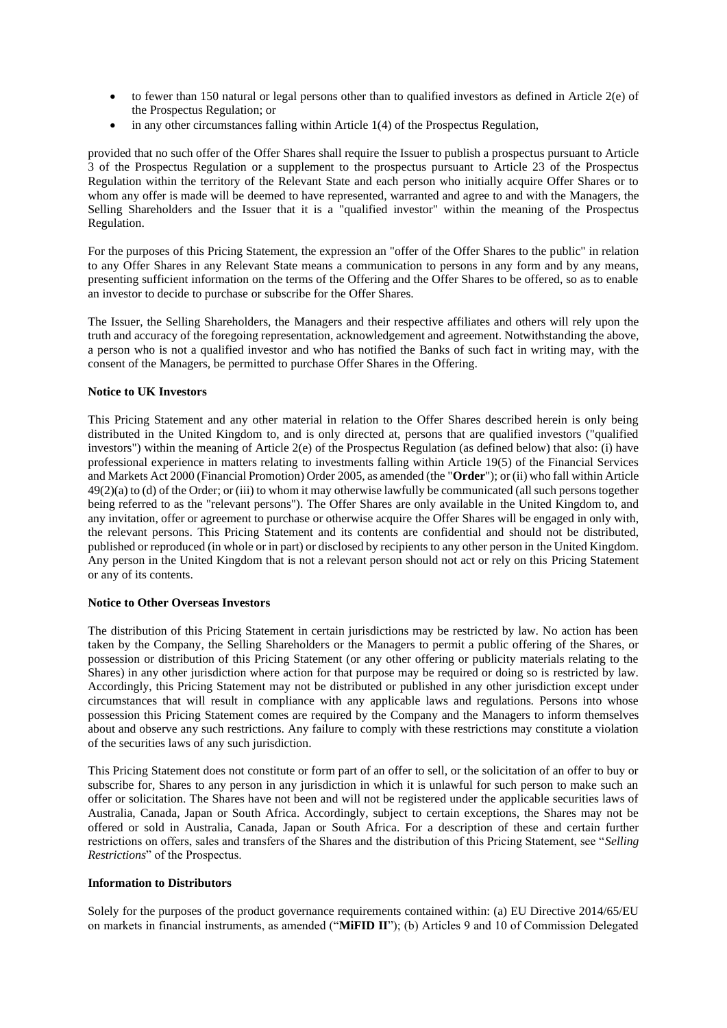- to fewer than 150 natural or legal persons other than to qualified investors as defined in Article 2(e) of the Prospectus Regulation; or
- in any other circumstances falling within Article 1(4) of the Prospectus Regulation,

provided that no such offer of the Offer Shares shall require the Issuer to publish a prospectus pursuant to Article 3 of the Prospectus Regulation or a supplement to the prospectus pursuant to Article 23 of the Prospectus Regulation within the territory of the Relevant State and each person who initially acquire Offer Shares or to whom any offer is made will be deemed to have represented, warranted and agree to and with the Managers, the Selling Shareholders and the Issuer that it is a "qualified investor" within the meaning of the Prospectus Regulation.

For the purposes of this Pricing Statement, the expression an "offer of the Offer Shares to the public" in relation to any Offer Shares in any Relevant State means a communication to persons in any form and by any means, presenting sufficient information on the terms of the Offering and the Offer Shares to be offered, so as to enable an investor to decide to purchase or subscribe for the Offer Shares.

The Issuer, the Selling Shareholders, the Managers and their respective affiliates and others will rely upon the truth and accuracy of the foregoing representation, acknowledgement and agreement. Notwithstanding the above, a person who is not a qualified investor and who has notified the Banks of such fact in writing may, with the consent of the Managers, be permitted to purchase Offer Shares in the Offering.

**Notice to UK Investors**

This Pricing Statement and any other material in relation to the Offer Shares described herein is only being distributed in the United Kingdom to, and is only directed at, persons that are qualified investors ("qualified investors") within the meaning of Article 2(e) of the Prospectus Regulation (as defined below) that also: (i) have professional experience in matters relating to investments falling within Article 19(5) of the Financial Services and Markets Act 2000 (Financial Promotion) Order 2005, as amended (the "**Order**"); or (ii) who fall within Article 49(2)(a) to (d) of the Order; or (iii) to whom it may otherwise lawfully be communicated (all such persons together being referred to as the "relevant persons"). The Offer Shares are only available in the United Kingdom to, and any invitation, offer or agreement to purchase or otherwise acquire the Offer Shares will be engaged in only with, the relevant persons. This Pricing Statement and its contents are confidential and should not be distributed, published or reproduced (in whole or in part) or disclosed by recipients to any other person in the United Kingdom. Any person in the United Kingdom that is not a relevant person should not act or rely on this Pricing Statement or any of its contents.

**Notice to Other Overseas Investors**

The distribution of this Pricing Statement in certain jurisdictions may be restricted by law. No action has been taken by the Company, the Selling Shareholders or the Managers to permit a public offering of the Shares, or possession or distribution of this Pricing Statement (or any other offering or publicity materials relating to the Shares) in any other jurisdiction where action for that purpose may be required or doing so is restricted by law. Accordingly, this Pricing Statement may not be distributed or published in any other jurisdiction except under circumstances that will result in compliance with any applicable laws and regulations. Persons into whose possession this Pricing Statement comes are required by the Company and the Managers to inform themselves about and observe any such restrictions. Any failure to comply with these restrictions may constitute a violation of the securities laws of any such jurisdiction.

This Pricing Statement does not constitute or form part of an offer to sell, or the solicitation of an offer to buy or subscribe for, Shares to any person in any jurisdiction in which it is unlawful for such person to make such an offer or solicitation. The Shares have not been and will not be registered under the applicable securities laws of Australia, Canada, Japan or South Africa. Accordingly, subject to certain exceptions, the Shares may not be offered or sold in Australia, Canada, Japan or South Africa. For a description of these and certain further restrictions on offers, sales and transfers of the Shares and the distribution of this Pricing Statement, see "*Selling Restrictions*" of the Prospectus.

**Information to Distributors**

Solely for the purposes of the product governance requirements contained within: (a) EU Directive 2014/65/EU on markets in financial instruments, as amended ("**MiFID II**"); (b) Articles 9 and 10 of Commission Delegated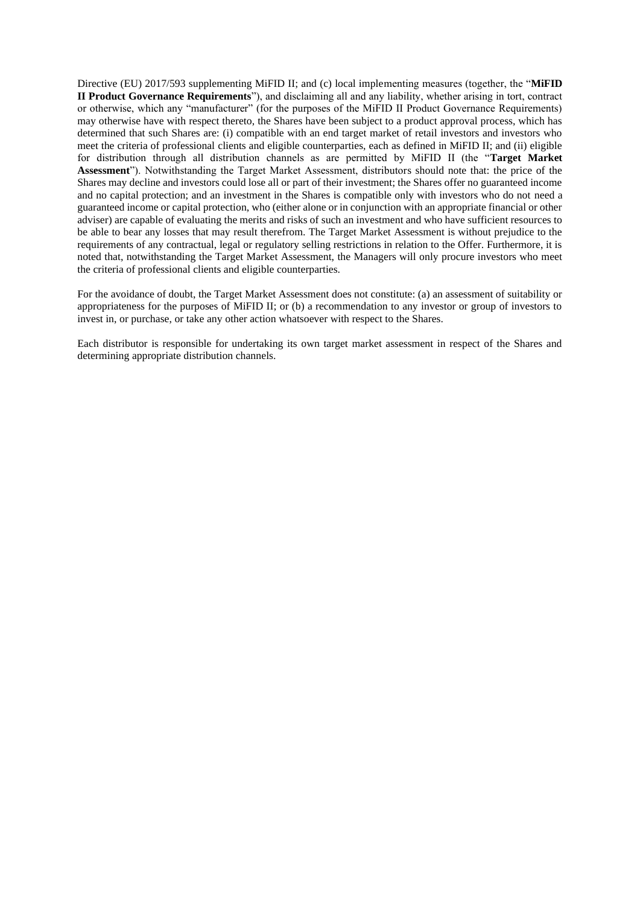Directive (EU) 2017/593 supplementing MiFID II; and (c) local implementing measures (together, the "**MiFID II Product Governance Requirements**"), and disclaiming all and any liability, whether arising in tort, contract or otherwise, which any "manufacturer" (for the purposes of the MiFID II Product Governance Requirements) may otherwise have with respect thereto, the Shares have been subject to a product approval process, which has determined that such Shares are: (i) compatible with an end target market of retail investors and investors who meet the criteria of professional clients and eligible counterparties, each as defined in MiFID II; and (ii) eligible for distribution through all distribution channels as are permitted by MiFID II (the "**Target Market Assessment**"). Notwithstanding the Target Market Assessment, distributors should note that: the price of the Shares may decline and investors could lose all or part of their investment; the Shares offer no guaranteed income and no capital protection; and an investment in the Shares is compatible only with investors who do not need a guaranteed income or capital protection, who (either alone or in conjunction with an appropriate financial or other adviser) are capable of evaluating the merits and risks of such an investment and who have sufficient resources to be able to bear any losses that may result therefrom. The Target Market Assessment is without prejudice to the requirements of any contractual, legal or regulatory selling restrictions in relation to the Offer. Furthermore, it is noted that, notwithstanding the Target Market Assessment, the Managers will only procure investors who meet the criteria of professional clients and eligible counterparties.

For the avoidance of doubt, the Target Market Assessment does not constitute: (a) an assessment of suitability or appropriateness for the purposes of MiFID II; or (b) a recommendation to any investor or group of investors to invest in, or purchase, or take any other action whatsoever with respect to the Shares.

Each distributor is responsible for undertaking its own target market assessment in respect of the Shares and determining appropriate distribution channels.